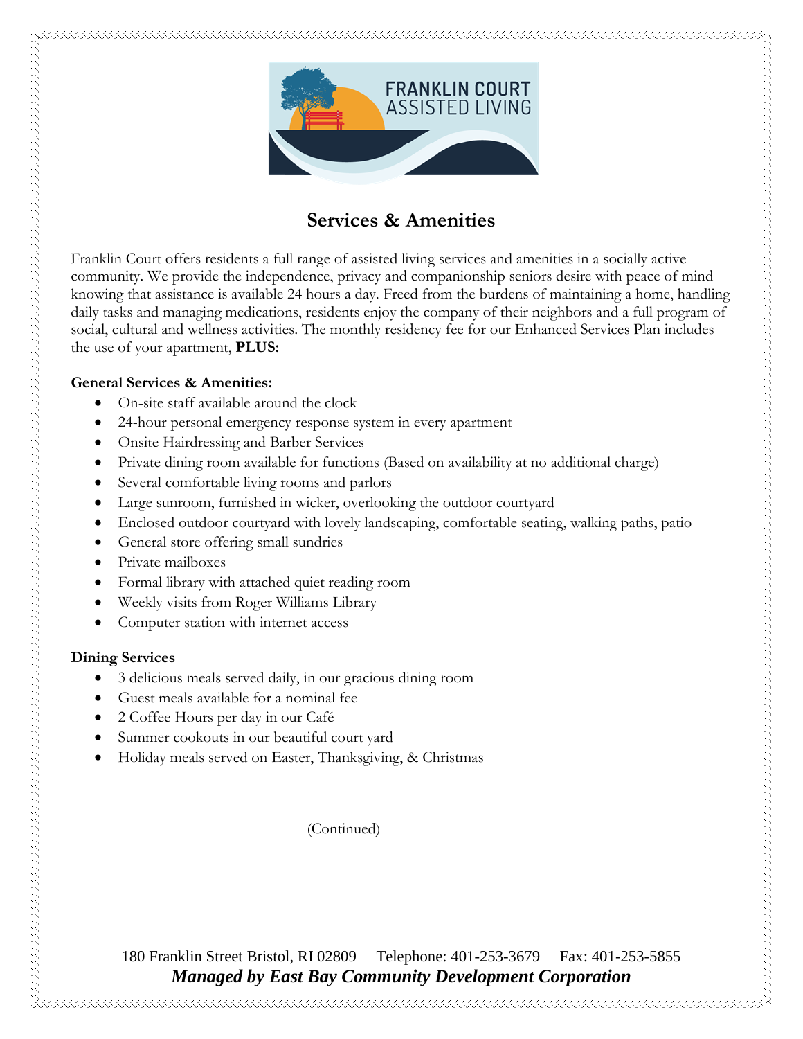FRANKLIN COURT ASSISTED LIVING

## Services & Amenities

Franklin Court offers residents a full range of assisted living services and amenities in a socially active community. We provide the independence, privacy and companionship seniors desire with peace of mind knowing that assistance is available 24 hours a day. Freed from the burdens of maintaining a home, handling daily tasks and managing medications, residents enjoy the company of their neighbors and a full program of social, cultural and wellness activities. The monthly residency fee for our Enhanced Services Plan includes the use of your apartment, **PLUS:**

**General Services & Amenities:**

- On-site staff available around the clock
- 24-hour personal emergency response system in every apartment
- Onsite Hairdressing and Barber Services
- Private dining room available for functions (Based on availability at no additional charge)
- Several comfortable living rooms and parlors
- Large sunroom, furnished in wicker, overlooking the outdoor courtyard
- Enclosed outdoor courtyard with lovely landscaping, comfortable seating, walking paths, patio
- General store offering small sundries
- Private mailboxes
- Formal library with attached quiet reading room
- Weekly visits from Roger Williams Library
- Computer station with internet access

**Dining Services**

- 3 delicious meals served daily, in our gracious dining room
- Guest meals available for a nominal fee
- 2 Coffee Hours per day in our Café
- Summer cookouts in our beautiful court yard
- Holiday meals served on Easter, Thanksgiving, & Christmas

(Continued)

180 Franklin Street Bristol, RI 02809 Telephone: 401-253-3679 Fax: 401-253-5855

***Managed by East Bay Community Development Corporation***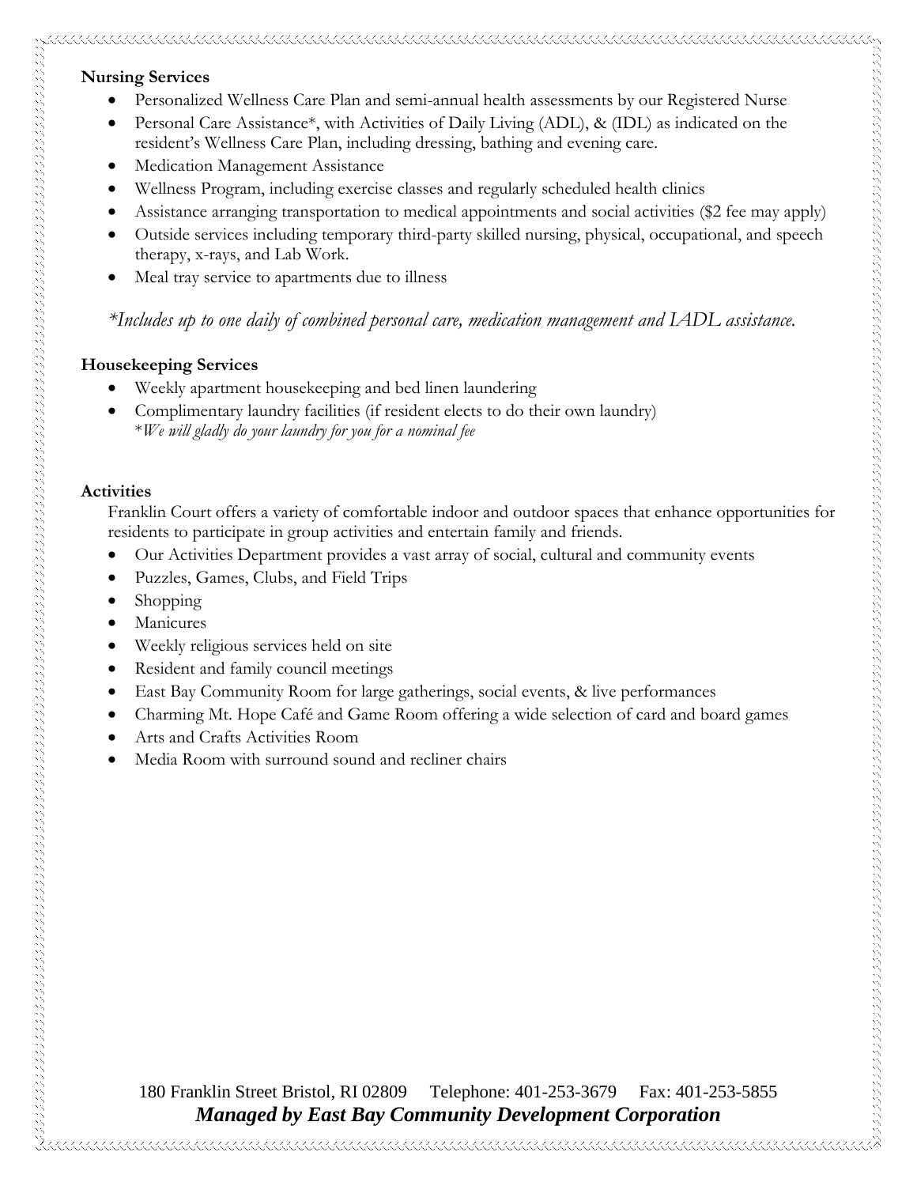**Nursing Services**

- Personalized Wellness Care Plan and semi-annual health assessments by our Registered Nurse
- Personal Care Assistance*, with Activities of Daily Living (ADL), & (IDL) as indicated on the resident's Wellness Care Plan, including dressing, bathing and evening care.
- Medication Management Assistance
- Wellness Program, including exercise classes and regularly scheduled health clinics
- Assistance arranging transportation to medical appointments and social activities ($2 fee may apply)
- Outside services including temporary third-party skilled nursing, physical, occupational, and speech therapy, x-rays, and Lab Work.
- Meal tray service to apartments due to illness

*\*Includes up to one daily of combined personal care, medication management and IADL assistance.*

**Housekeeping Services**

- Weekly apartment housekeeping and bed linen laundering
- Complimentary laundry facilities (if resident elects to do their own laundry)
  *\*We will gladly do your laundry for you for a nominal fee*

**Activities**

Franklin Court offers a variety of comfortable indoor and outdoor spaces that enhance opportunities for residents to participate in group activities and entertain family and friends.

- Our Activities Department provides a vast array of social, cultural and community events
- Puzzles, Games, Clubs, and Field Trips
- Shopping
- Manicures
- Weekly religious services held on site
- Resident and family council meetings
- East Bay Community Room for large gatherings, social events, & live performances
- Charming Mt. Hope Café and Game Room offering a wide selection of card and board games
- Arts and Crafts Activities Room
- Media Room with surround sound and recliner chairs

180 Franklin Street Bristol, RI 02809 Telephone: 401-253-3679 Fax: 401-253-5855

***Managed by East Bay Community Development Corporation***